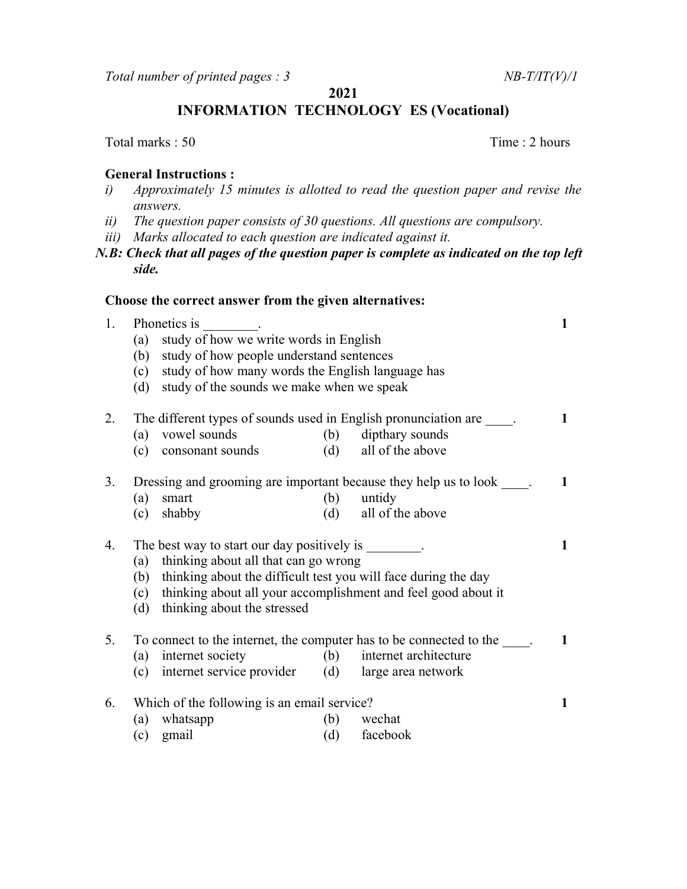*Total number of printed pages : 3* *NB-T/IT(V)/1*

**2021**

# INFORMATION TECHNOLOGY ES (Vocational)

Total marks : 50 Time : 2 hours

**General Instructions :**

*i) Approximately 15 minutes is allotted to read the question paper and revise the answers.*

*ii) The question paper consists of 30 questions. All questions are compulsory.*

*iii) Marks allocated to each question are indicated against it.*

***N.B: Check that all pages of the question paper is complete as indicated on the top left side.***

**Choose the correct answer from the given alternatives:**

1. Phonetics is ________. **1**
   - (a) study of how we write words in English
   - (b) study of how people understand sentences
   - (c) study of how many words the English language has
   - (d) study of the sounds we make when we speak

2. The different types of sounds used in English pronunciation are ____. **1**
   - (a) vowel sounds (b) dipthary sounds
   - (c) consonant sounds (d) all of the above

3. Dressing and grooming are important because they help us to look ____. **1**
   - (a) smart (b) untidy
   - (c) shabby (d) all of the above

4. The best way to start our day positively is ________. **1**
   - (a) thinking about all that can go wrong
   - (b) thinking about the difficult test you will face during the day
   - (c) thinking about all your accomplishment and feel good about it
   - (d) thinking about the stressed

5. To connect to the internet, the computer has to be connected to the ____. **1**
   - (a) internet society (b) internet architecture
   - (c) internet service provider (d) large area network

6. Which of the following is an email service? **1**
   - (a) whatsapp (b) wechat
   - (c) gmail (d) facebook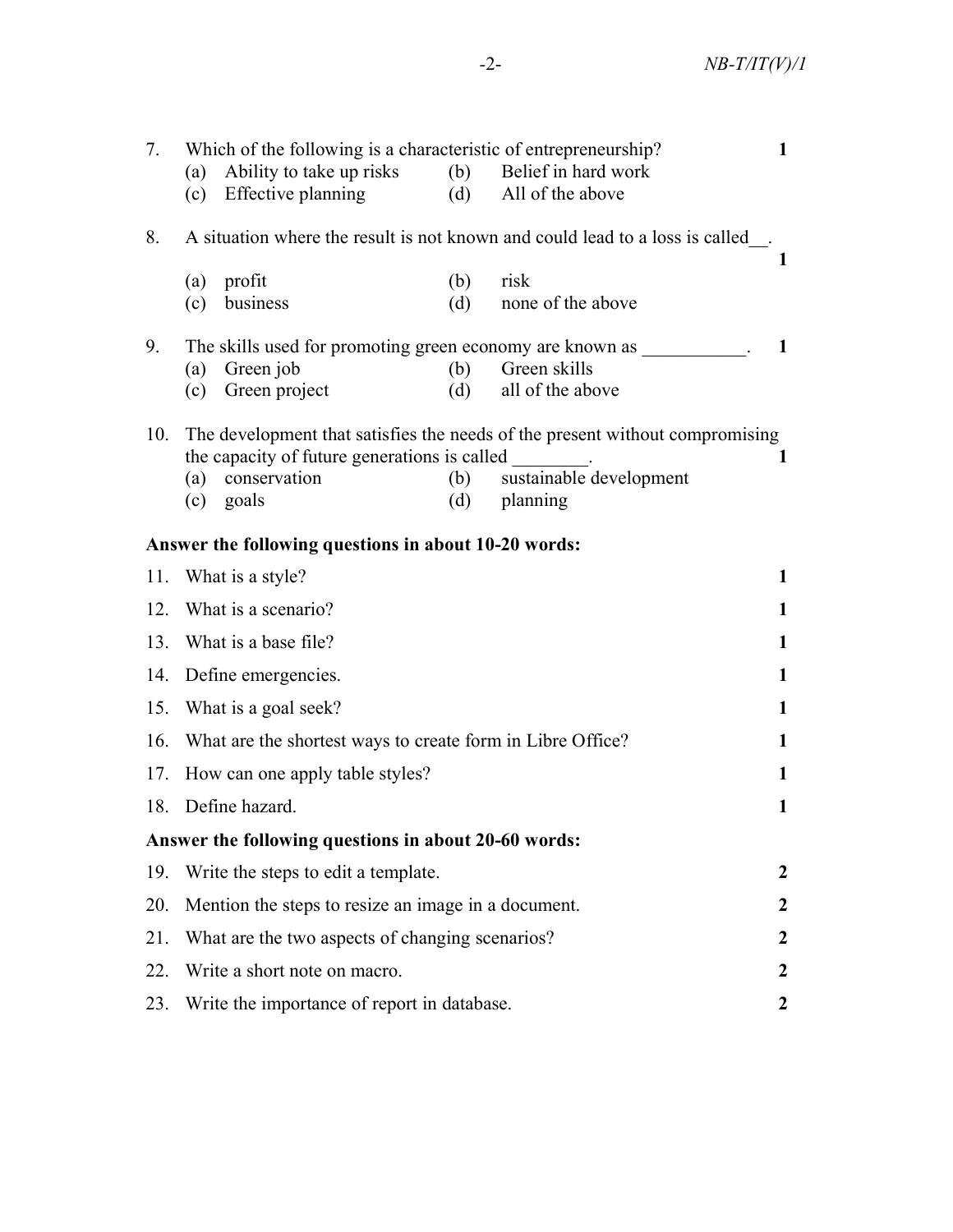7. Which of the following is a characteristic of entrepreneurship? **1**
   (a) Ability to take up risks (b) Belief in hard work
   (c) Effective planning (d) All of the above

8. A situation where the result is not known and could lead to a loss is called__. **1**
   (a) profit (b) risk
   (c) business (d) none of the above

9. The skills used for promoting green economy are known as ___________. **1**
   (a) Green job (b) Green skills
   (c) Green project (d) all of the above

10. The development that satisfies the needs of the present without compromising the capacity of future generations is called ________. **1**
    (a) conservation (b) sustainable development
    (c) goals (d) planning

**Answer the following questions in about 10-20 words:**

11. What is a style? **1**
12. What is a scenario? **1**
13. What is a base file? **1**
14. Define emergencies. **1**
15. What is a goal seek? **1**
16. What are the shortest ways to create form in Libre Office? **1**
17. How can one apply table styles? **1**
18. Define hazard. **1**

**Answer the following questions in about 20-60 words:**

19. Write the steps to edit a template. **2**
20. Mention the steps to resize an image in a document. **2**
21. What are the two aspects of changing scenarios? **2**
22. Write a short note on macro. **2**
23. Write the importance of report in database. **2**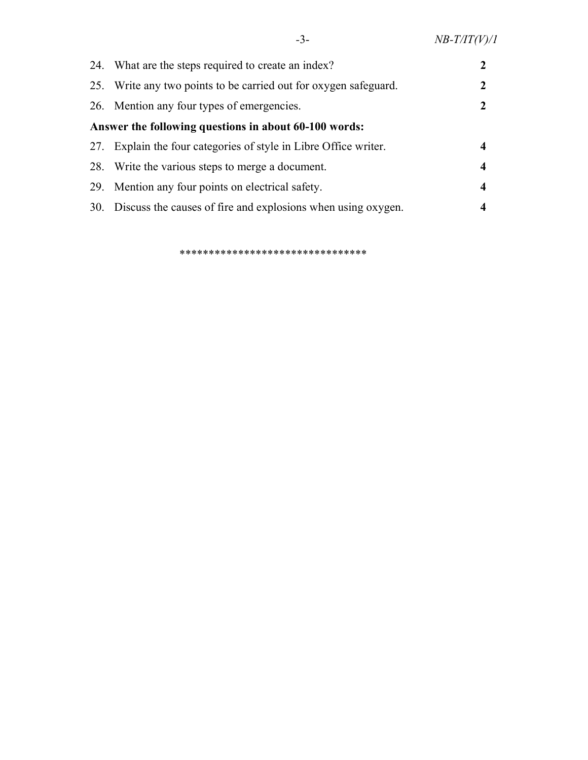24. What are the steps required to create an index? **2**

25. Write any two points to be carried out for oxygen safeguard. **2**

26. Mention any four types of emergencies. **2**

**Answer the following questions in about 60-100 words:**

27. Explain the four categories of style in Libre Office writer. **4**

28. Write the various steps to merge a document. **4**

29. Mention any four points on electrical safety. **4**

30. Discuss the causes of fire and explosions when using oxygen. **4**

********************************